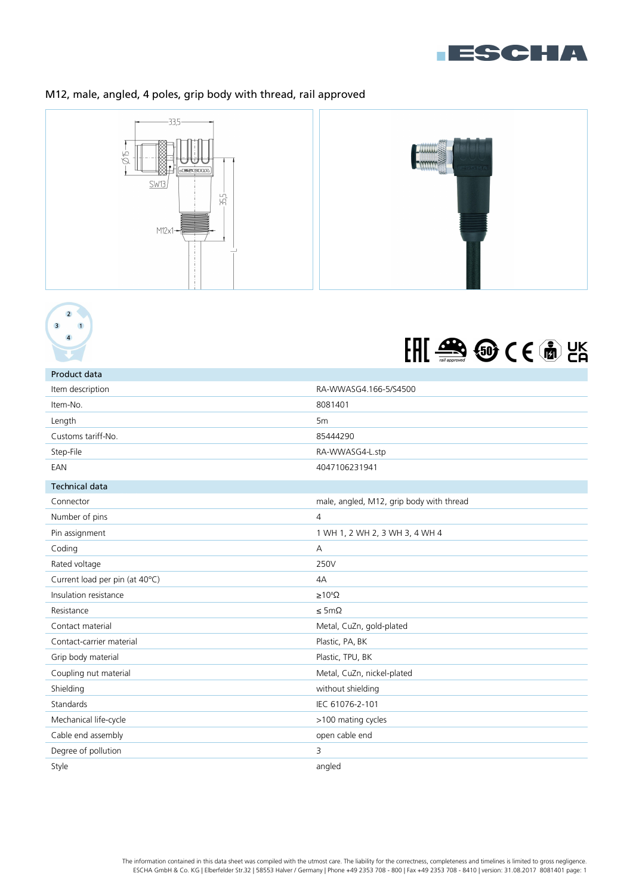# M12, male, angled, 4 poles, grip body with thread, rail approved

| Product data | |
|---|---|
| Item description | RA-WWASG4.166-5/S4500 |
| Item-No. | 8081401 |
| Length | 5m |
| Customs tariff-No. | 85444290 |
| Step-File | RA-WWASG4-L.stp |
| EAN | 4047106231941 |

| Technical data | |
|---|---|
| Connector | male, angled, M12, grip body with thread |
| Number of pins | 4 |
| Pin assignment | 1 WH 1, 2 WH 2, 3 WH 3, 4 WH 4 |
| Coding | A |
| Rated voltage | 250V |
| Current load per pin (at 40°C) | 4A |
| Insulation resistance | ≥$10^8$Ω |
| Resistance | ≤ 5mΩ |
| Contact material | Metal, CuZn, gold-plated |
| Contact-carrier material | Plastic, PA, BK |
| Grip body material | Plastic, TPU, BK |
| Coupling nut material | Metal, CuZn, nickel-plated |
| Shielding | without shielding |
| Standards | IEC 61076-2-101 |
| Mechanical life-cycle | >100 mating cycles |
| Cable end assembly | open cable end |
| Degree of pollution | 3 |
| Style | angled |

The information contained in this data sheet was compiled with the utmost care. The liability for the correctness, completeness and timelines is limited to gross negligence.
ESCHA GmbH & Co. KG | Elberfelder Str.32 | 58553 Halver / Germany | Phone +49 2353 708 - 800 | Fax +49 2353 708 - 8410 | version: 31.08.2017 8081401 page: 1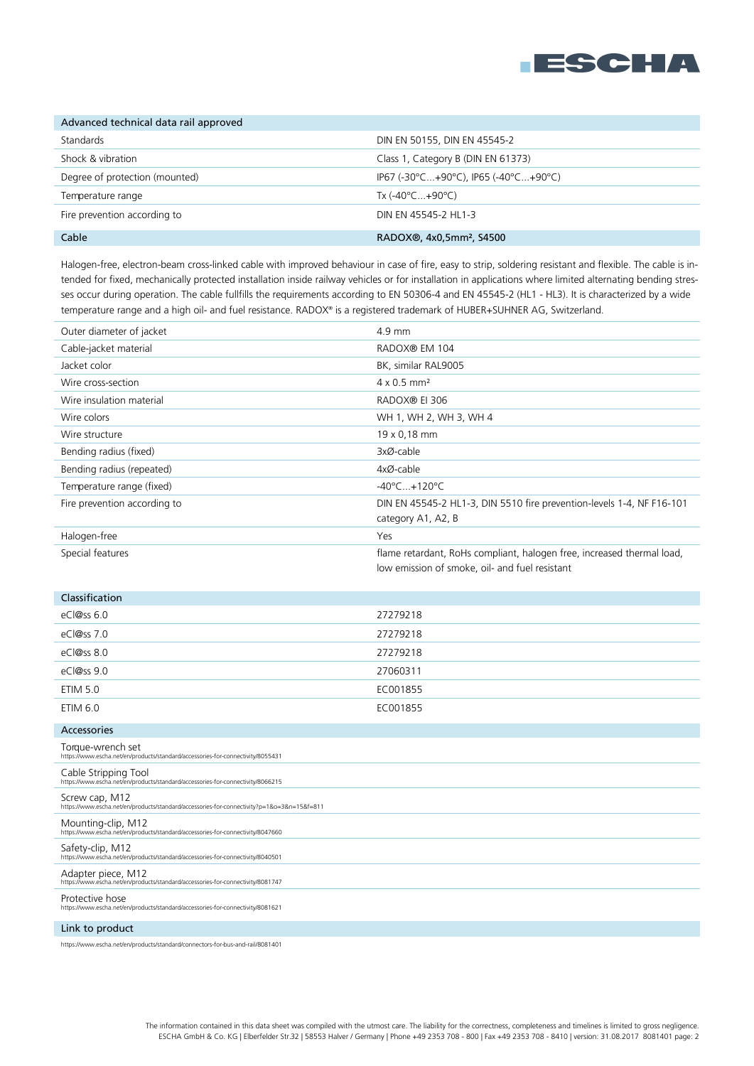| Advanced technical data rail approved | |
|---|---|
| Standards | DIN EN 50155, DIN EN 45545-2 |
| Shock & vibration | Class 1, Category B (DIN EN 61373) |
| Degree of protection (mounted) | IP67 (-30°C...+90°C), IP65 (-40°C...+90°C) |
| Temperature range | Tx (-40°C...+90°C) |
| Fire prevention according to | DIN EN 45545-2 HL1-3 |

| Cable | RADOX®, 4x0,5mm², S4500 |
|---|---|

Halogen-free, electron-beam cross-linked cable with improved behaviour in case of fire, easy to strip, soldering resistant and flexible. The cable is intended for fixed, mechanically protected installation inside railway vehicles or for installation in applications where limited alternating bending stresses occur during operation. The cable fullfills the requirements according to EN 50306-4 and EN 45545-2 (HL1 - HL3). It is characterized by a wide temperature range and a high oil- and fuel resistance. RADOX® is a registered trademark of HUBER+SUHNER AG, Switzerland.

| | |
|---|---|
| Outer diameter of jacket | 4.9 mm |
| Cable-jacket material | RADOX® EM 104 |
| Jacket color | BK, similar RAL9005 |
| Wire cross-section | 4 x 0.5 mm² |
| Wire insulation material | RADOX® EI 306 |
| Wire colors | WH 1, WH 2, WH 3, WH 4 |
| Wire structure | 19 x 0,18 mm |
| Bending radius (fixed) | 3xØ-cable |
| Bending radius (repeated) | 4xØ-cable |
| Temperature range (fixed) | -40°C...+120°C |
| Fire prevention according to | DIN EN 45545-2 HL1-3, DIN 5510 fire prevention-levels 1-4, NF F16-101 category A1, A2, B |
| Halogen-free | Yes |
| Special features | flame retardant, RoHs compliant, halogen free, increased thermal load, low emission of smoke, oil- and fuel resistant |

| Classification | |
|---|---|
| eCl@ss 6.0 | 27279218 |
| eCl@ss 7.0 | 27279218 |
| eCl@ss 8.0 | 27279218 |
| eCl@ss 9.0 | 27060311 |
| ETIM 5.0 | EC001855 |
| ETIM 6.0 | EC001855 |

## Accessories

Torque-wrench set
https://www.escha.net/en/products/standard/accessories-for-connectivity/8055431

Cable Stripping Tool
https://www.escha.net/en/products/standard/accessories-for-connectivity/8066215

Screw cap, M12
https://www.escha.net/en/products/standard/accessories-for-connectivity?p=1&o=3&n=15&f=811

Mounting-clip, M12
https://www.escha.net/en/products/standard/accessories-for-connectivity/8047660

Safety-clip, M12
https://www.escha.net/en/products/standard/accessories-for-connectivity/8040501

Adapter piece, M12
https://www.escha.net/en/products/standard/accessories-for-connectivity/8081747

Protective hose
https://www.escha.net/en/products/standard/accessories-for-connectivity/8081621

## Link to product

https://www.escha.net/en/products/standard/connectors-for-bus-and-rail/8081401

The information contained in this data sheet was compiled with the utmost care. The liability for the correctness, completeness and timelines is limited to gross negligence.
ESCHA GmbH & Co. KG | Elberfelder Str.32 | 58553 Halver / Germany | Phone +49 2353 708 - 800 | Fax +49 2353 708 - 8410 | version: 31.08.2017 8081401